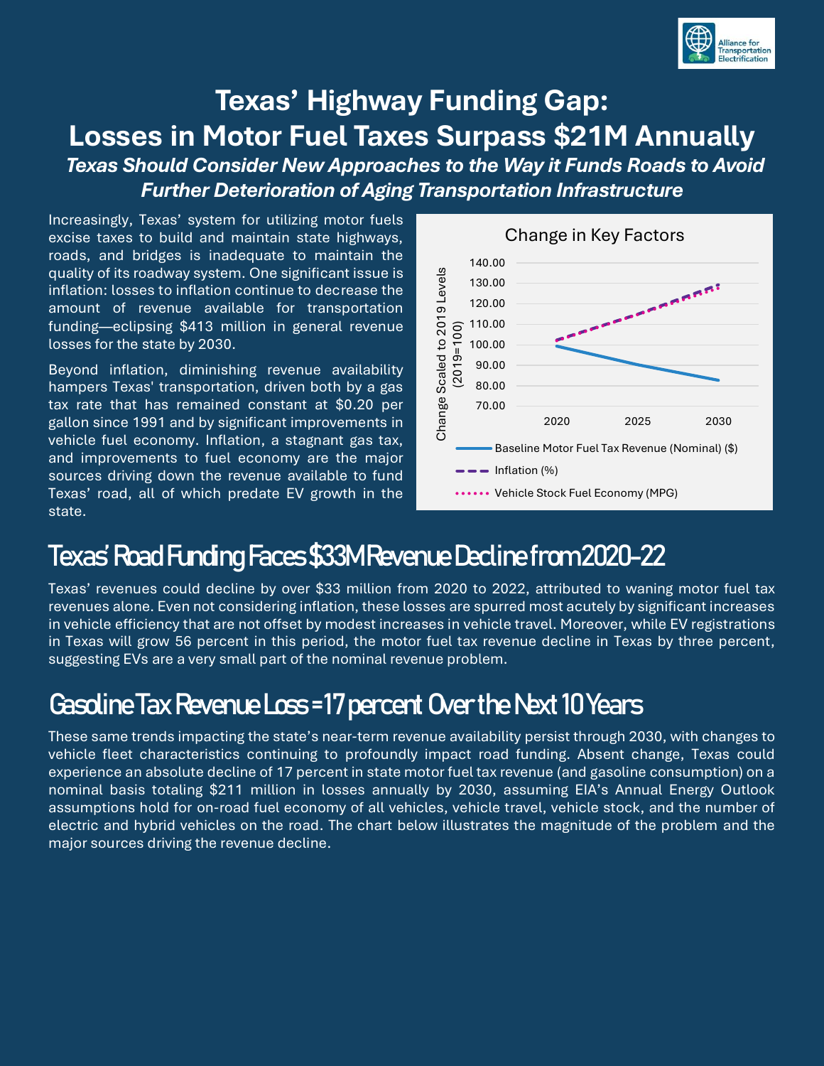# Texas' Highway Funding Gap: Losses in Motor Fuel Taxes Surpass $21M Annually

***Texas Should Consider New Approaches to the Way it Funds Roads to Avoid Further Deterioration of Aging Transportation Infrastructure***

Increasingly, Texas' system for utilizing motor fuels excise taxes to build and maintain state highways, roads, and bridges is inadequate to maintain the quality of its roadway system. One significant issue is inflation: losses to inflation continue to decrease the amount of revenue available for transportation funding—eclipsing $413 million in general revenue losses for the state by 2030.

Beyond inflation, diminishing revenue availability hampers Texas' transportation, driven both by a gas tax rate that has remained constant at $0.20 per gallon since 1991 and by significant improvements in vehicle fuel economy. Inflation, a stagnant gas tax, and improvements to fuel economy are the major sources driving down the revenue available to fund Texas' road, all of which predate EV growth in the state.

**Change in Key Factors**

Change Scaled to 2019 Levels (2019=100)

- Baseline Motor Fuel Tax Revenue (Nominal) ($)
- Inflation (%)
- Vehicle Stock Fuel Economy (MPG)

## Texas' Road Funding Faces $33M Revenue Decline from 2020-22

Texas' revenues could decline by over $33 million from 2020 to 2022, attributed to waning motor fuel tax revenues alone. Even not considering inflation, these losses are spurred most acutely by significant increases in vehicle efficiency that are not offset by modest increases in vehicle travel. Moreover, while EV registrations in Texas will grow 56 percent in this period, the motor fuel tax revenue decline in Texas by three percent, suggesting EVs are a very small part of the nominal revenue problem.

## Gasoline Tax Revenue Loss = 17 percent Over the Next 10 Years

These same trends impacting the state's near-term revenue availability persist through 2030, with changes to vehicle fleet characteristics continuing to profoundly impact road funding. Absent change, Texas could experience an absolute decline of 17 percent in state motor fuel tax revenue (and gasoline consumption) on a nominal basis totaling $211 million in losses annually by 2030, assuming EIA's Annual Energy Outlook assumptions hold for on-road fuel economy of all vehicles, vehicle travel, vehicle stock, and the number of electric and hybrid vehicles on the road. The chart below illustrates the magnitude of the problem and the major sources driving the revenue decline.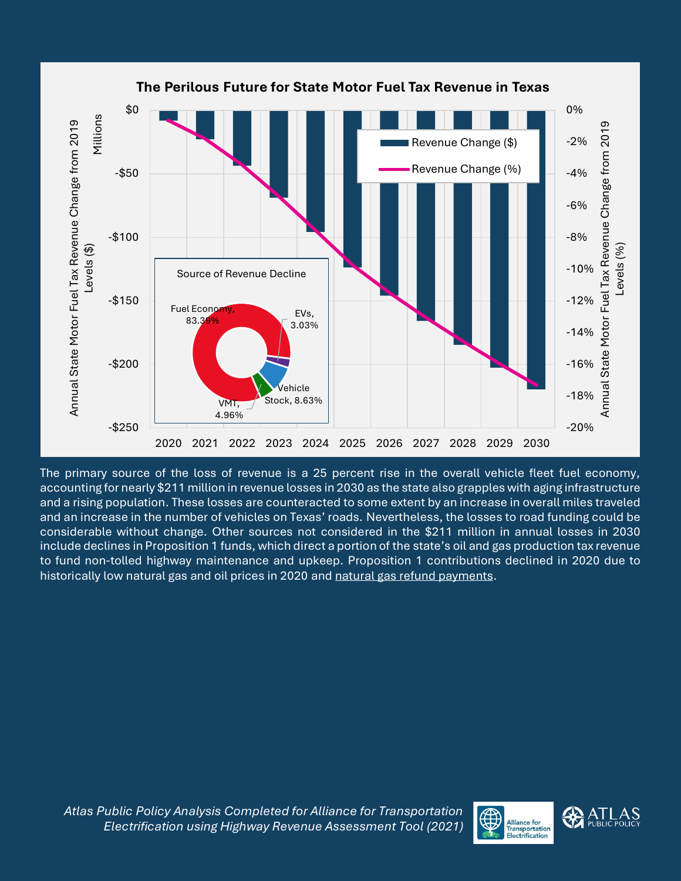**The Perilous Future for State Motor Fuel Tax Revenue in Texas**

Annual State Motor Fuel Tax Revenue Change from 2019 Levels ($) — Millions

Annual State Motor Fuel Tax Revenue Change from 2019 Levels (%)

- Revenue Change ($)
- Revenue Change (%)

Source of Revenue Decline

- Fuel Economy, 83.39%
- EVs, 3.03%
- Vehicle Stock, 8.63%
- VMT, 4.96%

The primary source of the loss of revenue is a 25 percent rise in the overall vehicle fleet fuel economy, accounting for nearly $211 million in revenue losses in 2030 as the state also grapples with aging infrastructure and a rising population. These losses are counteracted to some extent by an increase in overall miles traveled and an increase in the number of vehicles on Texas' roads. Nevertheless, the losses to road funding could be considerable without change. Other sources not considered in the $211 million in annual losses in 2030 include declines in Proposition 1 funds, which direct a portion of the state's oil and gas production tax revenue to fund non-tolled highway maintenance and upkeep. Proposition 1 contributions declined in 2020 due to historically low natural gas and oil prices in 2020 and natural gas refund payments.

*Atlas Public Policy Analysis Completed for Alliance for Transportation Electrification using Highway Revenue Assessment Tool (2021)*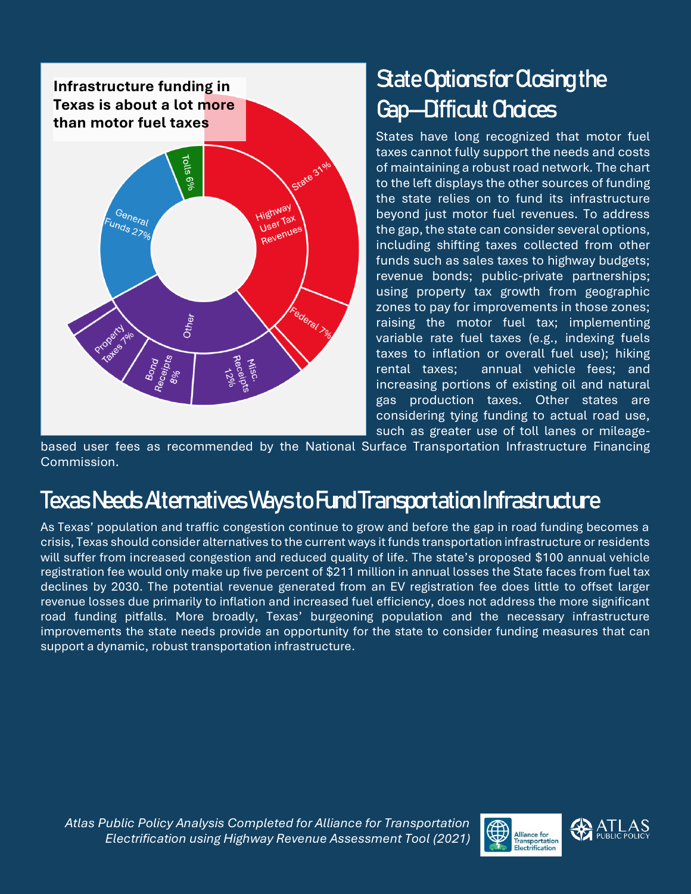**Infrastructure funding in Texas is about a lot more than motor fuel taxes**

Highway User Tax Revenues

State 31%

Federal 7%

Tolls 6%

General Funds 27%

Other

Property Taxes 7%

Bond Receipts 8%

Misc. Receipts 12%

## State Options for Closing the Gap—Difficult Choices

States have long recognized that motor fuel taxes cannot fully support the needs and costs of maintaining a robust road network. The chart to the left displays the other sources of funding the state relies on to fund its infrastructure beyond just motor fuel revenues. To address the gap, the state can consider several options, including shifting taxes collected from other funds such as sales taxes to highway budgets; revenue bonds; public-private partnerships; using property tax growth from geographic zones to pay for improvements in those zones; raising the motor fuel tax; implementing variable rate fuel taxes (e.g., indexing fuels taxes to inflation or overall fuel use); hiking rental taxes; annual vehicle fees; and increasing portions of existing oil and natural gas production taxes. Other states are considering tying funding to actual road use, such as greater use of toll lanes or mileage-based user fees as recommended by the National Surface Transportation Infrastructure Financing Commission.

## Texas Needs Alternatives Ways to Fund Transportation Infrastructure

As Texas' population and traffic congestion continue to grow and before the gap in road funding becomes a crisis, Texas should consider alternatives to the current ways it funds transportation infrastructure or residents will suffer from increased congestion and reduced quality of life. The state's proposed $100 annual vehicle registration fee would only make up five percent of $211 million in annual losses the State faces from fuel tax declines by 2030. The potential revenue generated from an EV registration fee does little to offset larger revenue losses due primarily to inflation and increased fuel efficiency, does not address the more significant road funding pitfalls. More broadly, Texas' burgeoning population and the necessary infrastructure improvements the state needs provide an opportunity for the state to consider funding measures that can support a dynamic, robust transportation infrastructure.

*Atlas Public Policy Analysis Completed for Alliance for Transportation Electrification using Highway Revenue Assessment Tool (2021)*